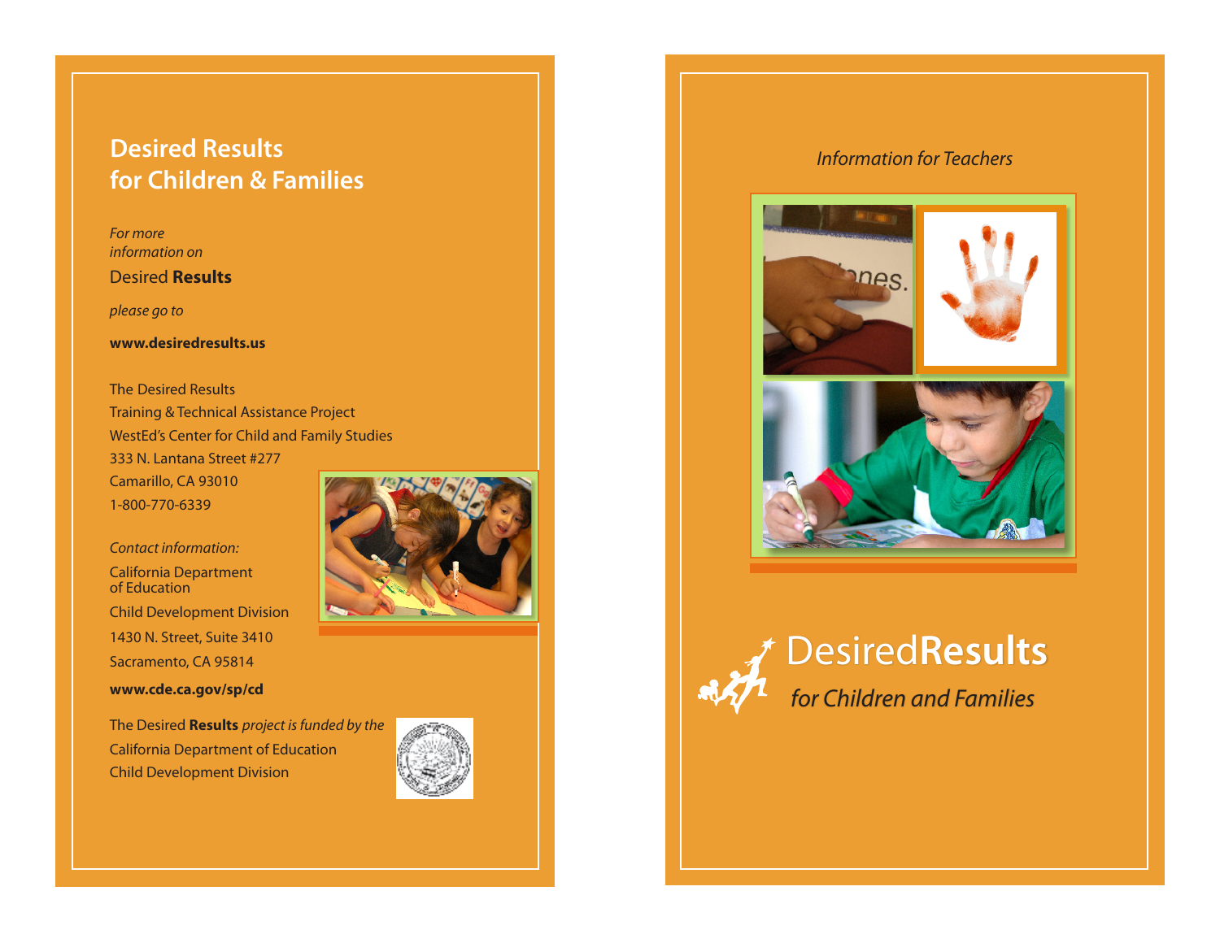## Desired Results for Children & Families

*For more information on*

Desired **Results**

*please go to*

**www.desiredresults.us**

The Desired Results
Training & Technical Assistance Project
WestEd's Center for Child and Family Studies
333 N. Lantana Street #277
Camarillo, CA 93010
1-800-770-6339

*Contact information:*

California Department of Education
Child Development Division
1430 N. Street, Suite 3410
Sacramento, CA 95814

**www.cde.ca.gov/sp/cd**

The Desired **Results** *project is funded by the* California Department of Education Child Development Division

*Information for Teachers*

# Desired**Results**

*for Children and Families*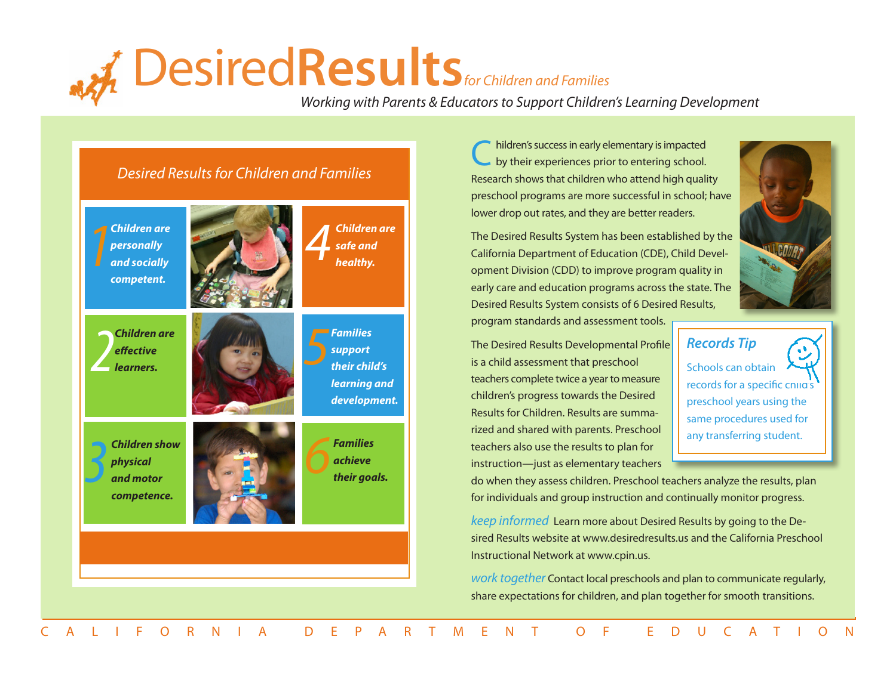# DesiredResults *for Children and Families*

*Working with Parents & Educators to Support Children's Learning Development*

## *Desired Results for Children and Families*

1. ***Children are personally and socially competent.***
2. ***Children are effective learners.***
3. ***Children show physical and motor competence.***
4. ***Children are safe and healthy.***
5. ***Families support their child's learning and development.***
6. ***Families achieve their goals.***

Children's success in early elementary is impacted by their experiences prior to entering school. Research shows that children who attend high quality preschool programs are more successful in school; have lower drop out rates, and they are better readers.

The Desired Results System has been established by the California Department of Education (CDE), Child Development Division (CDD) to improve program quality in early care and education programs across the state. The Desired Results System consists of 6 Desired Results, program standards and assessment tools.

The Desired Results Developmental Profile is a child assessment that preschool teachers complete twice a year to measure children's progress towards the Desired Results for Children. Results are summarized and shared with parents. Preschool teachers also use the results to plan for instruction—just as elementary teachers do when they assess children. Preschool teachers analyze the results, plan for individuals and group instruction and continually monitor progress.

> ### *Records Tip*
> Schools can obtain records for a specific child's preschool years using the same procedures used for any transferring student.

*keep informed* Learn more about Desired Results by going to the Desired Results website at www.desiredresults.us and the California Preschool Instructional Network at www.cpin.us.

*work together* Contact local preschools and plan to communicate regularly, share expectations for children, and plan together for smooth transitions.

CALIFORNIA DEPARTMENT OF EDUCATION